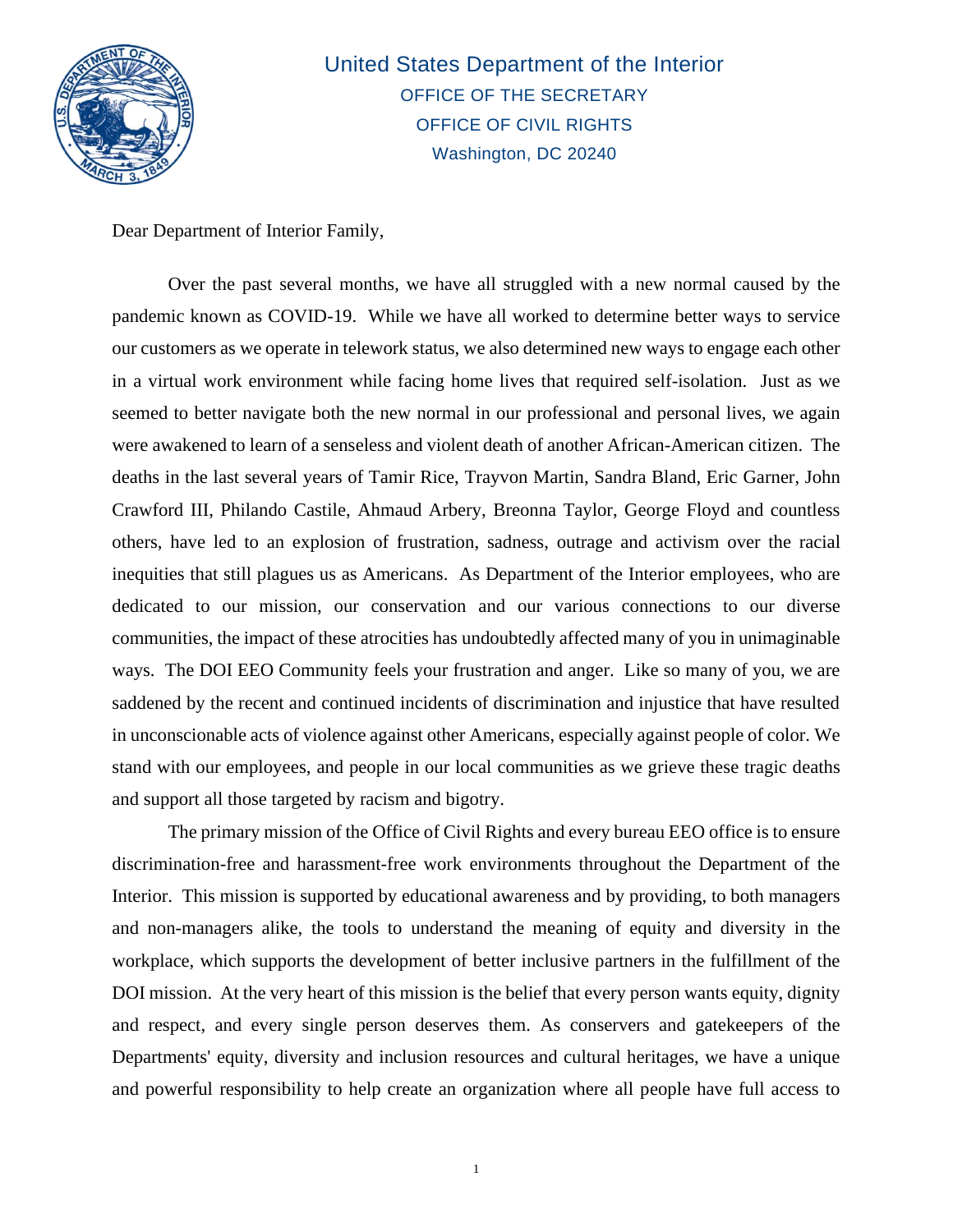United States Department of the Interior
OFFICE OF THE SECRETARY
OFFICE OF CIVIL RIGHTS
Washington, DC 20240

Dear Department of Interior Family,

Over the past several months, we have all struggled with a new normal caused by the pandemic known as COVID-19. While we have all worked to determine better ways to service our customers as we operate in telework status, we also determined new ways to engage each other in a virtual work environment while facing home lives that required self-isolation. Just as we seemed to better navigate both the new normal in our professional and personal lives, we again were awakened to learn of a senseless and violent death of another African-American citizen. The deaths in the last several years of Tamir Rice, Trayvon Martin, Sandra Bland, Eric Garner, John Crawford III, Philando Castile, Ahmaud Arbery, Breonna Taylor, George Floyd and countless others, have led to an explosion of frustration, sadness, outrage and activism over the racial inequities that still plagues us as Americans. As Department of the Interior employees, who are dedicated to our mission, our conservation and our various connections to our diverse communities, the impact of these atrocities has undoubtedly affected many of you in unimaginable ways. The DOI EEO Community feels your frustration and anger. Like so many of you, we are saddened by the recent and continued incidents of discrimination and injustice that have resulted in unconscionable acts of violence against other Americans, especially against people of color. We stand with our employees, and people in our local communities as we grieve these tragic deaths and support all those targeted by racism and bigotry.

The primary mission of the Office of Civil Rights and every bureau EEO office is to ensure discrimination-free and harassment-free work environments throughout the Department of the Interior. This mission is supported by educational awareness and by providing, to both managers and non-managers alike, the tools to understand the meaning of equity and diversity in the workplace, which supports the development of better inclusive partners in the fulfillment of the DOI mission. At the very heart of this mission is the belief that every person wants equity, dignity and respect, and every single person deserves them. As conservers and gatekeepers of the Departments' equity, diversity and inclusion resources and cultural heritages, we have a unique and powerful responsibility to help create an organization where all people have full access to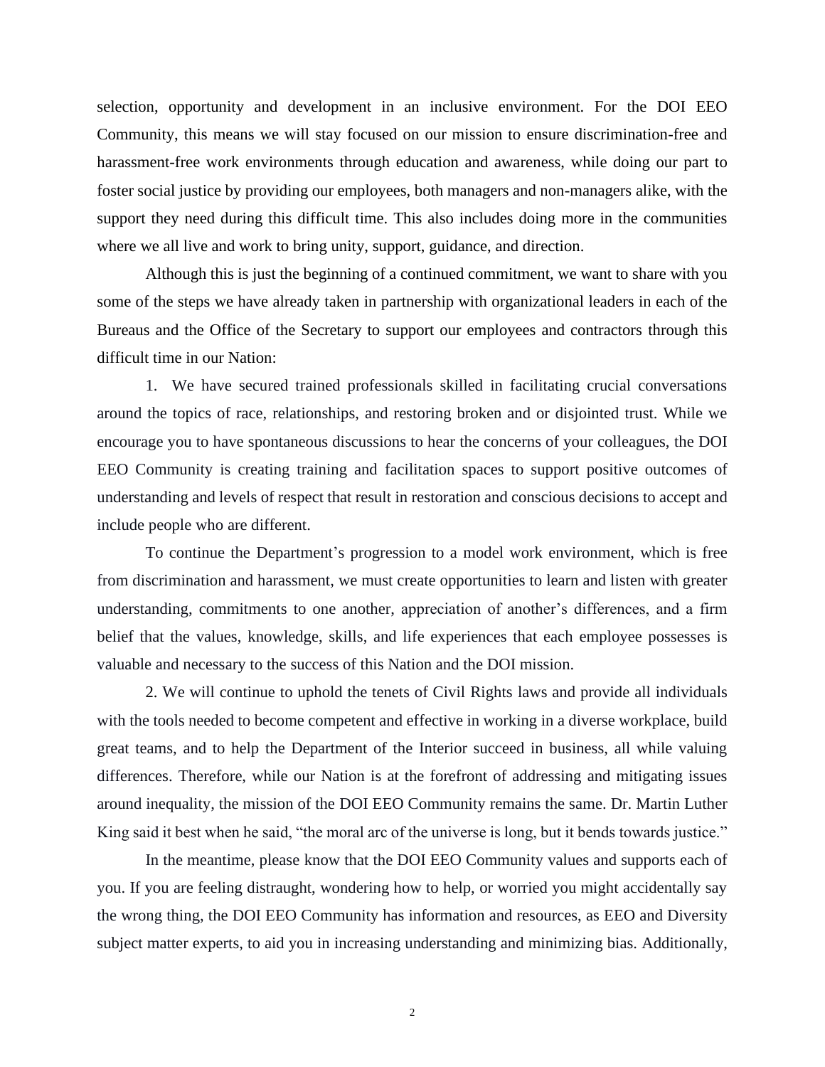selection, opportunity and development in an inclusive environment. For the DOI EEO Community, this means we will stay focused on our mission to ensure discrimination-free and harassment-free work environments through education and awareness, while doing our part to foster social justice by providing our employees, both managers and non-managers alike, with the support they need during this difficult time. This also includes doing more in the communities where we all live and work to bring unity, support, guidance, and direction.

Although this is just the beginning of a continued commitment, we want to share with you some of the steps we have already taken in partnership with organizational leaders in each of the Bureaus and the Office of the Secretary to support our employees and contractors through this difficult time in our Nation:

1. We have secured trained professionals skilled in facilitating crucial conversations around the topics of race, relationships, and restoring broken and or disjointed trust. While we encourage you to have spontaneous discussions to hear the concerns of your colleagues, the DOI EEO Community is creating training and facilitation spaces to support positive outcomes of understanding and levels of respect that result in restoration and conscious decisions to accept and include people who are different.

To continue the Department's progression to a model work environment, which is free from discrimination and harassment, we must create opportunities to learn and listen with greater understanding, commitments to one another, appreciation of another's differences, and a firm belief that the values, knowledge, skills, and life experiences that each employee possesses is valuable and necessary to the success of this Nation and the DOI mission.

2. We will continue to uphold the tenets of Civil Rights laws and provide all individuals with the tools needed to become competent and effective in working in a diverse workplace, build great teams, and to help the Department of the Interior succeed in business, all while valuing differences. Therefore, while our Nation is at the forefront of addressing and mitigating issues around inequality, the mission of the DOI EEO Community remains the same. Dr. Martin Luther King said it best when he said, "the moral arc of the universe is long, but it bends towards justice."

In the meantime, please know that the DOI EEO Community values and supports each of you. If you are feeling distraught, wondering how to help, or worried you might accidentally say the wrong thing, the DOI EEO Community has information and resources, as EEO and Diversity subject matter experts, to aid you in increasing understanding and minimizing bias. Additionally,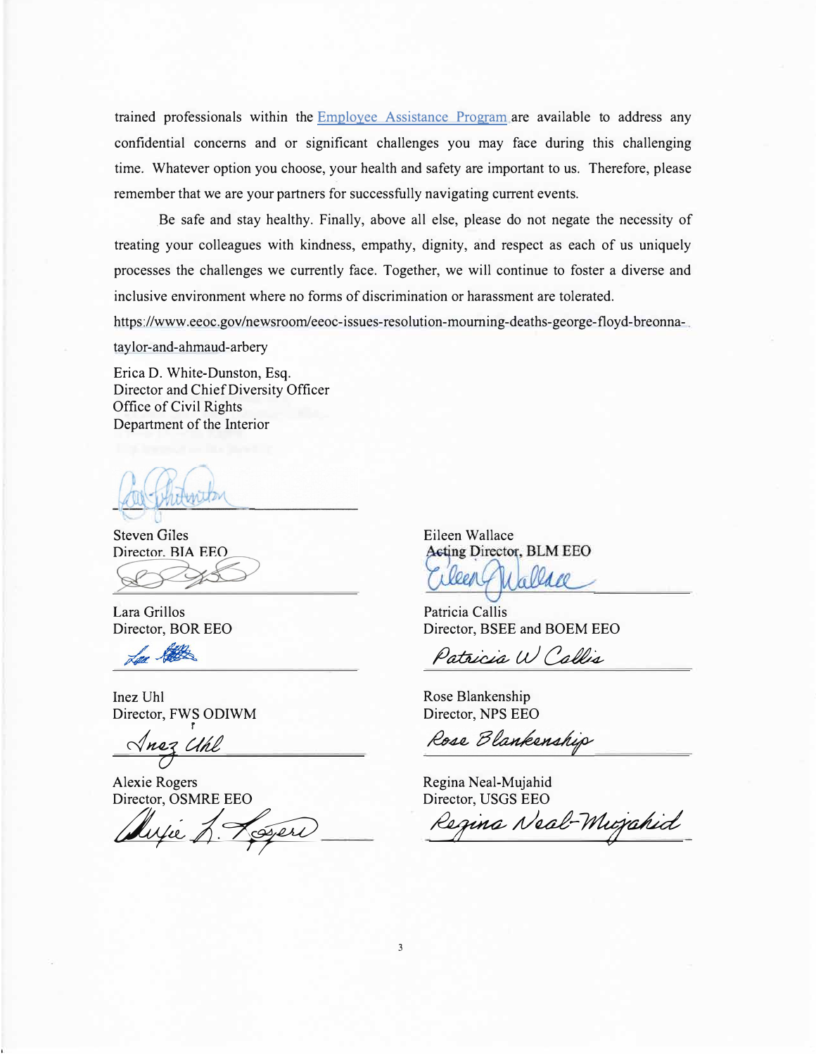trained professionals within the Employee Assistance Program are available to address any confidential concerns and or significant challenges you may face during this challenging time. Whatever option you choose, your health and safety are important to us. Therefore, please remember that we are your partners for successfully navigating current events.

Be safe and stay healthy. Finally, above all else, please do not negate the necessity of treating your colleagues with kindness, empathy, dignity, and respect as each of us uniquely processes the challenges we currently face. Together, we will continue to foster a diverse and inclusive environment where no forms of discrimination or harassment are tolerated.

https://www.eeoc.gov/newsroom/eeoc-issues-resolution-mourning-deaths-george-floyd-breonna-taylor-and-ahmaud-arbery

Erica D. White-Dunston, Esq.
Director and Chief Diversity Officer
Office of Civil Rights
Department of the Interior

Steven Giles
Director, BIA EEO

Eileen Wallace
Acting Director, BLM EEO

Lara Grillos
Director, BOR EEO

Patricia Callis
Director, BSEE and BOEM EEO

Inez Uhl
Director, FWS ODIWM

Rose Blankenship
Director, NPS EEO

Alexie Rogers
Director, OSMRE EEO

Regina Neal-Mujahid
Director, USGS EEO